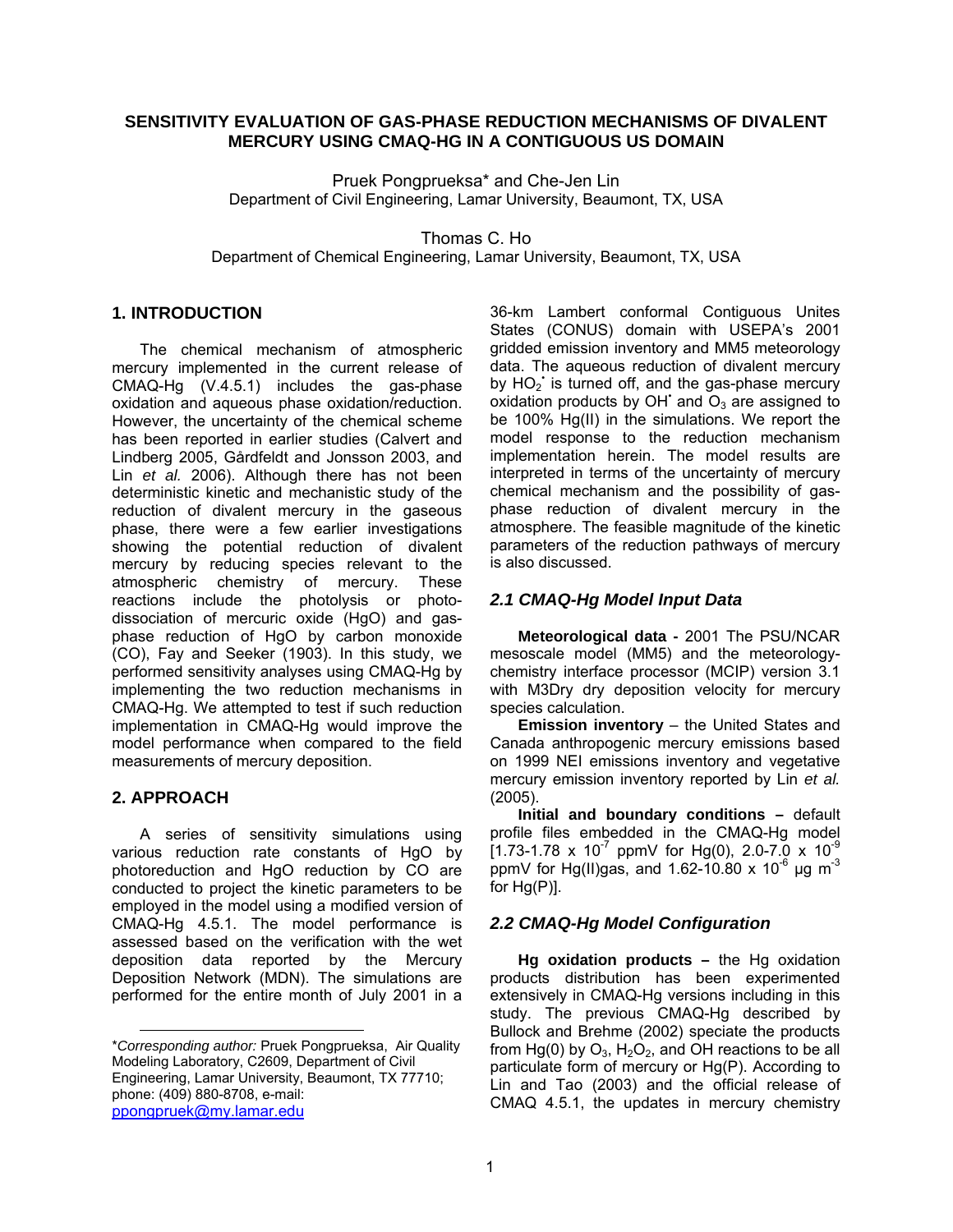# SENSITIVITY EVALUATION OF GAS-PHASE REDUCTION MECHANISMS OF DIVALENT MERCURY USING CMAQ-HG IN A CONTIGUOUS US DOMAIN

Pruek Pongprueksa* and Che-Jen Lin
Department of Civil Engineering, Lamar University, Beaumont, TX, USA

Thomas C. Ho
Department of Chemical Engineering, Lamar University, Beaumont, TX, USA

## 1. INTRODUCTION

The chemical mechanism of atmospheric mercury implemented in the current release of CMAQ-Hg (V.4.5.1) includes the gas-phase oxidation and aqueous phase oxidation/reduction. However, the uncertainty of the chemical scheme has been reported in earlier studies (Calvert and Lindberg 2005, Gårdfeldt and Jonsson 2003, and Lin *et al.* 2006). Although there has not been deterministic kinetic and mechanistic study of the reduction of divalent mercury in the gaseous phase, there were a few earlier investigations showing the potential reduction of divalent mercury by reducing species relevant to the atmospheric chemistry of mercury. These reactions include the photolysis or photo-dissociation of mercuric oxide (HgO) and gas-phase reduction of HgO by carbon monoxide (CO), Fay and Seeker (1903). In this study, we performed sensitivity analyses using CMAQ-Hg by implementing the two reduction mechanisms in CMAQ-Hg. We attempted to test if such reduction implementation in CMAQ-Hg would improve the model performance when compared to the field measurements of mercury deposition.

## 2. APPROACH

A series of sensitivity simulations using various reduction rate constants of HgO by photoreduction and HgO reduction by CO are conducted to project the kinetic parameters to be employed in the model using a modified version of CMAQ-Hg 4.5.1. The model performance is assessed based on the verification with the wet deposition data reported by the Mercury Deposition Network (MDN). The simulations are performed for the entire month of July 2001 in a 36-km Lambert conformal Contiguous Unites States (CONUS) domain with USEPA's 2001 gridded emission inventory and MM5 meteorology data. The aqueous reduction of divalent mercury by $HO_2^{\bullet}$ is turned off, and the gas-phase mercury oxidation products by $OH^{\bullet}$ and $O_3$ are assigned to be 100% Hg(II) in the simulations. We report the model response to the reduction mechanism implementation herein. The model results are interpreted in terms of the uncertainty of mercury chemical mechanism and the possibility of gas-phase reduction of divalent mercury in the atmosphere. The feasible magnitude of the kinetic parameters of the reduction pathways of mercury is also discussed.

### *2.1 CMAQ-Hg Model Input Data*

**Meteorological data -** 2001 The PSU/NCAR mesoscale model (MM5) and the meteorology-chemistry interface processor (MCIP) version 3.1 with M3Dry dry deposition velocity for mercury species calculation.

**Emission inventory** – the United States and Canada anthropogenic mercury emissions based on 1999 NEI emissions inventory and vegetative mercury emission inventory reported by Lin *et al.* (2005).

**Initial and boundary conditions –** default profile files embedded in the CMAQ-Hg model [$1.73\text{-}1.78 \times 10^{-7}$ ppmV for Hg(0), $2.0\text{-}7.0 \times 10^{-9}$ ppmV for Hg(II)gas, and $1.62\text{-}10.80 \times 10^{-6}$ μg $m^{-3}$ for Hg(P)].

### *2.2 CMAQ-Hg Model Configuration*

**Hg oxidation products –** the Hg oxidation products distribution has been experimented extensively in CMAQ-Hg versions including in this study. The previous CMAQ-Hg described by Bullock and Brehme (2002) speciate the products from Hg(0) by $O_3$, $H_2O_2$, and OH reactions to be all particulate form of mercury or Hg(P). According to Lin and Tao (2003) and the official release of CMAQ 4.5.1, the updates in mercury chemistry

---

\**Corresponding author:* Pruek Pongprueksa, Air Quality Modeling Laboratory, C2609, Department of Civil Engineering, Lamar University, Beaumont, TX 77710; phone: (409) 880-8708, e-mail: ppongpruek@my.lamar.edu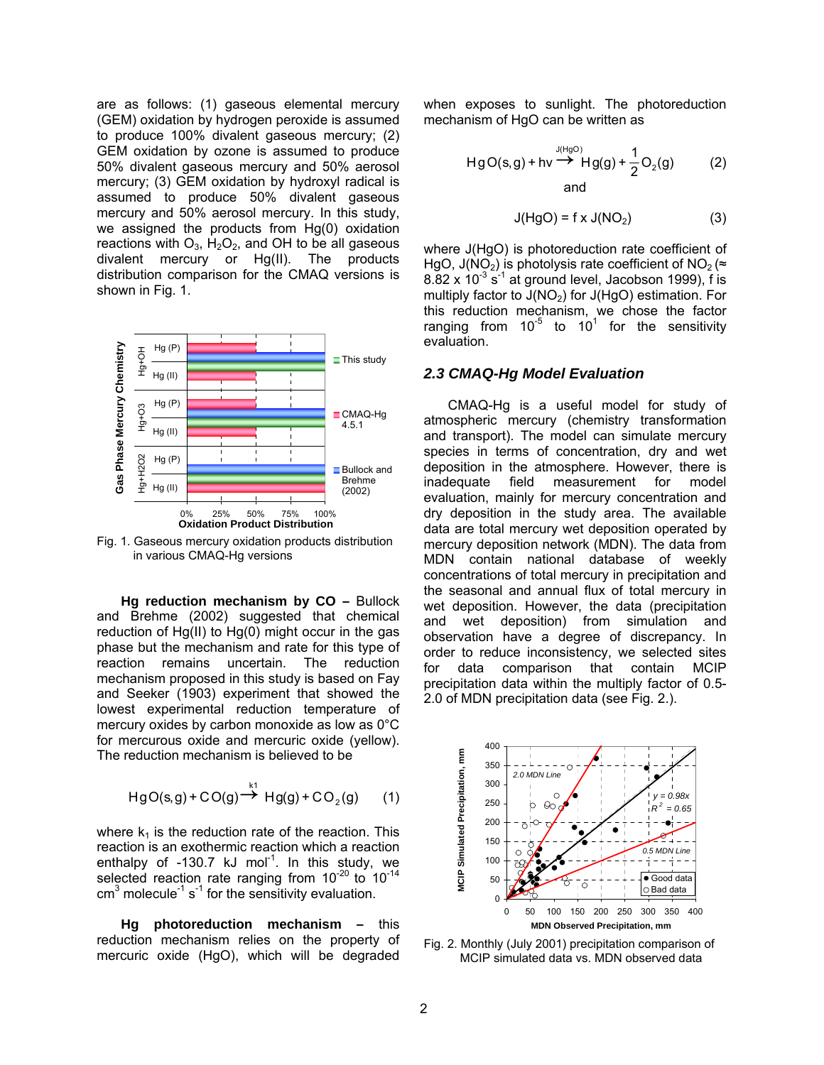are as follows: (1) gaseous elemental mercury (GEM) oxidation by hydrogen peroxide is assumed to produce 100% divalent gaseous mercury; (2) GEM oxidation by ozone is assumed to produce 50% divalent gaseous mercury and 50% aerosol mercury; (3) GEM oxidation by hydroxyl radical is assumed to produce 50% divalent gaseous mercury and 50% aerosol mercury. In this study, we assigned the products from Hg(0) oxidation reactions with $O_3$, $H_2O_2$, and OH to be all gaseous divalent mercury or Hg(II). The products distribution comparison for the CMAQ versions is shown in Fig. 1.

Fig. 1. Gaseous mercury oxidation products distribution in various CMAQ-Hg versions

**Hg reduction mechanism by CO –** Bullock and Brehme (2002) suggested that chemical reduction of Hg(II) to Hg(0) might occur in the gas phase but the mechanism and rate for this type of reaction remains uncertain. The reduction mechanism proposed in this study is based on Fay and Seeker (1903) experiment that showed the lowest experimental reduction temperature of mercury oxides by carbon monoxide as low as 0°C for mercurous oxide and mercuric oxide (yellow). The reduction mechanism is believed to be

$$HgO(s,g) + CO(g) \xrightarrow{k1} Hg(g) + CO_2(g) \qquad (1)$$

where $k_1$ is the reduction rate of the reaction. This reaction is an exothermic reaction which a reaction enthalpy of -130.7 kJ $mol^{-1}$. In this study, we selected reaction rate ranging from $10^{-20}$ to $10^{-14}$ $cm^3$ $molecule^{-1}$ $s^{-1}$ for the sensitivity evaluation.

**Hg photoreduction mechanism –** this reduction mechanism relies on the property of mercuric oxide (HgO), which will be degraded when exposes to sunlight. The photoreduction mechanism of HgO can be written as

$$HgO(s,g) + hv \xrightarrow{J(HgO)} Hg(g) + \frac{1}{2}O_2(g) \qquad (2)$$

and

$$J(HgO) = f \times J(NO_2) \qquad (3)$$

where J(HgO) is photoreduction rate coefficient of HgO, $J(NO_2)$ is photolysis rate coefficient of $NO_2$ (≈ 8.82 x $10^{-3}$ $s^{-1}$ at ground level, Jacobson 1999), f is multiply factor to $J(NO_2)$ for J(HgO) estimation. For this reduction mechanism, we chose the factor ranging from $10^{-5}$ to $10^{1}$ for the sensitivity evaluation.

### *2.3 CMAQ-Hg Model Evaluation*

CMAQ-Hg is a useful model for study of atmospheric mercury (chemistry transformation and transport). The model can simulate mercury species in terms of concentration, dry and wet deposition in the atmosphere. However, there is inadequate field measurement for model evaluation, mainly for mercury concentration and dry deposition in the study area. The available data are total mercury wet deposition operated by mercury deposition network (MDN). The data from MDN contain national database of weekly concentrations of total mercury in precipitation and the seasonal and annual flux of total mercury in wet deposition. However, the data (precipitation and wet deposition) from simulation and observation have a degree of discrepancy. In order to reduce inconsistency, we selected sites for data comparison that contain MCIP precipitation data within the multiply factor of 0.5-2.0 of MDN precipitation data (see Fig. 2.).

Fig. 2. Monthly (July 2001) precipitation comparison of MCIP simulated data vs. MDN observed data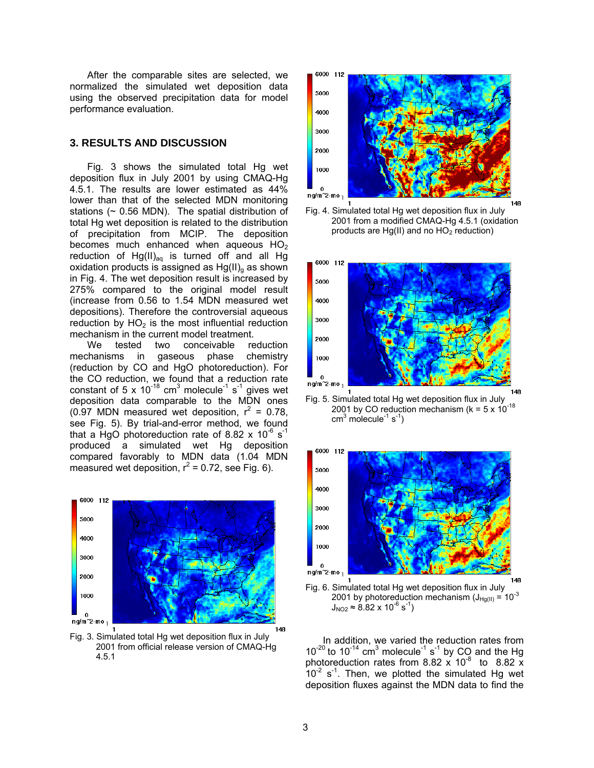After the comparable sites are selected, we normalized the simulated wet deposition data using the observed precipitation data for model performance evaluation.

## 3. RESULTS AND DISCUSSION

Fig. 3 shows the simulated total Hg wet deposition flux in July 2001 by using CMAQ-Hg 4.5.1. The results are lower estimated as 44% lower than that of the selected MDN monitoring stations (~ 0.56 MDN). The spatial distribution of total Hg wet deposition is related to the distribution of precipitation from MCIP. The deposition becomes much enhanced when aqueous $HO_2$ reduction of $Hg(II)_{aq}$ is turned off and all Hg oxidation products is assigned as $Hg(II)_g$ as shown in Fig. 4. The wet deposition result is increased by 275% compared to the original model result (increase from 0.56 to 1.54 MDN measured wet depositions). Therefore the controversial aqueous reduction by $HO_2$ is the most influential reduction mechanism in the current model treatment.

We tested two conceivable reduction mechanisms in gaseous phase chemistry (reduction by CO and HgO photoreduction). For the CO reduction, we found that a reduction rate constant of 5 x $10^{-18}$ $cm^3$ $molecule^{-1}$ $s^{-1}$ gives wet deposition data comparable to the MDN ones (0.97 MDN measured wet deposition, $r^2$ = 0.78, see Fig. 5). By trial-and-error method, we found that a HgO photoreduction rate of 8.82 x $10^{-6}$ $s^{-1}$ produced a simulated wet Hg deposition compared favorably to MDN data (1.04 MDN measured wet deposition, $r^2$ = 0.72, see Fig. 6).

Fig. 3. Simulated total Hg wet deposition flux in July 2001 from official release version of CMAQ-Hg 4.5.1

Fig. 4. Simulated total Hg wet deposition flux in July 2001 from a modified CMAQ-Hg 4.5.1 (oxidation products are Hg(II) and no $HO_2$ reduction)

Fig. 5. Simulated total Hg wet deposition flux in July 2001 by CO reduction mechanism (k = 5 x $10^{-18}$ $cm^3$ $molecule^{-1}$ $s^{-1}$)

Fig. 6. Simulated total Hg wet deposition flux in July 2001 by photoreduction mechanism ($J_{Hg(II)} = 10^{-3}$ $J_{NO2} \approx 8.82 \times 10^{-6}$ $s^{-1}$)

In addition, we varied the reduction rates from $10^{-20}$ to $10^{-14}$ $cm^3$ $molecule^{-1}$ $s^{-1}$ by CO and the Hg photoreduction rates from 8.82 x $10^{-8}$ to 8.82 x $10^{-2}$ $s^{-1}$. Then, we plotted the simulated Hg wet deposition fluxes against the MDN data to find the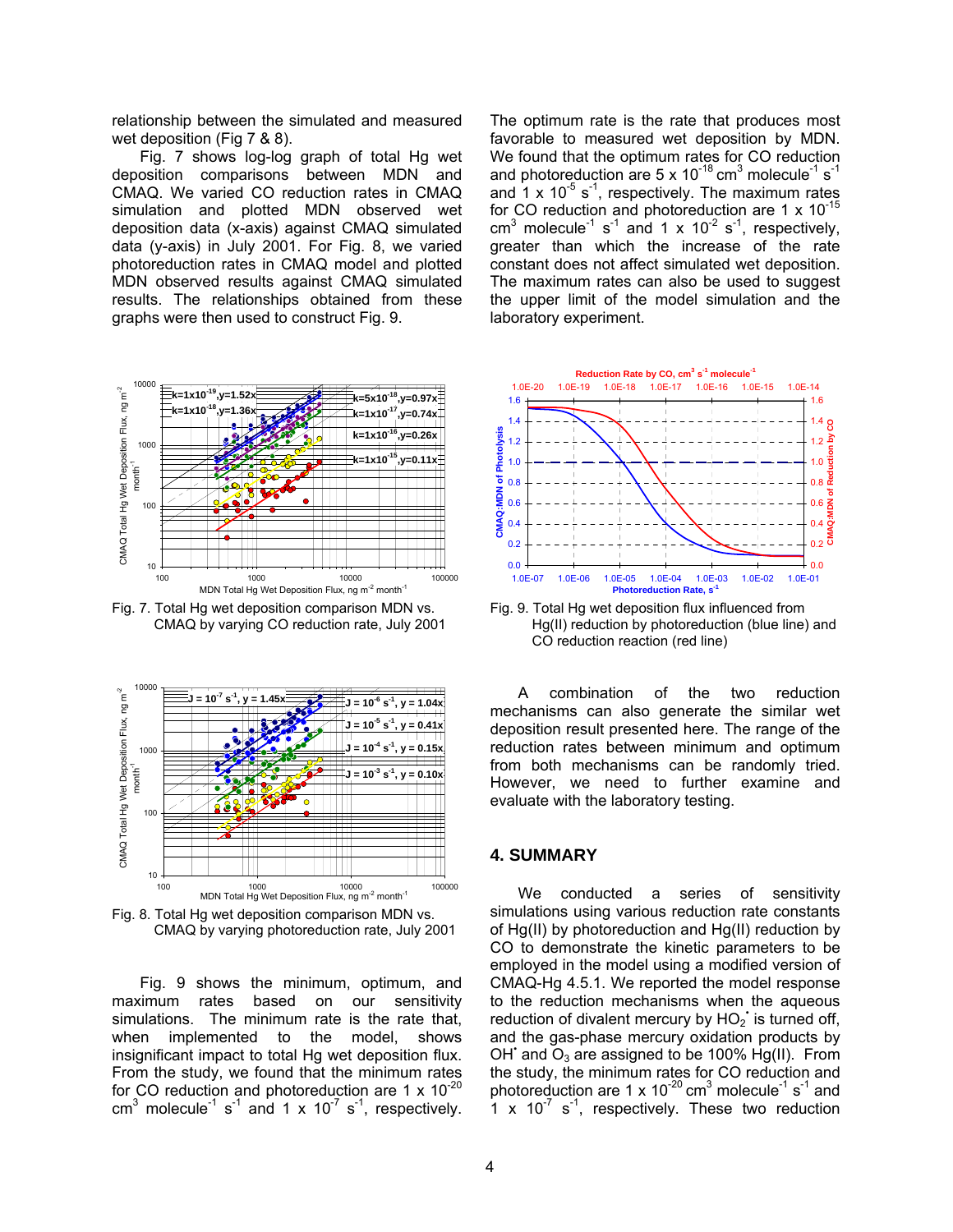relationship between the simulated and measured wet deposition (Fig 7 & 8).

Fig. 7 shows log-log graph of total Hg wet deposition comparisons between MDN and CMAQ. We varied CO reduction rates in CMAQ simulation and plotted MDN observed wet deposition data (x-axis) against CMAQ simulated data (y-axis) in July 2001. For Fig. 8, we varied photoreduction rates in CMAQ model and plotted MDN observed results against CMAQ simulated results. The relationships obtained from these graphs were then used to construct Fig. 9.

Fig. 7. Total Hg wet deposition comparison MDN vs. CMAQ by varying CO reduction rate, July 2001

Fig. 8. Total Hg wet deposition comparison MDN vs. CMAQ by varying photoreduction rate, July 2001

Fig. 9 shows the minimum, optimum, and maximum rates based on our sensitivity simulations. The minimum rate is the rate that, when implemented to the model, shows insignificant impact to total Hg wet deposition flux. From the study, we found that the minimum rates for CO reduction and photoreduction are 1 x $10^{-20}$ $cm^3$ $molecule^{-1}$ $s^{-1}$ and 1 x $10^{-7}$ $s^{-1}$, respectively. The optimum rate is the rate that produces most favorable to measured wet deposition by MDN. We found that the optimum rates for CO reduction and photoreduction are 5 x $10^{-18}$ $cm^3$ $molecule^{-1}$ $s^{-1}$ and 1 x $10^{-5}$ $s^{-1}$, respectively. The maximum rates for CO reduction and photoreduction are 1 x $10^{-15}$ $cm^3$ $molecule^{-1}$ $s^{-1}$ and 1 x $10^{-2}$ $s^{-1}$, respectively, greater than which the increase of the rate constant does not affect simulated wet deposition. The maximum rates can also be used to suggest the upper limit of the model simulation and the laboratory experiment.

Fig. 9. Total Hg wet deposition flux influenced from Hg(II) reduction by photoreduction (blue line) and CO reduction reaction (red line)

A combination of the two reduction mechanisms can also generate the similar wet deposition result presented here. The range of the reduction rates between minimum and optimum from both mechanisms can be randomly tried. However, we need to further examine and evaluate with the laboratory testing.

## 4. SUMMARY

We conducted a series of sensitivity simulations using various reduction rate constants of Hg(II) by photoreduction and Hg(II) reduction by CO to demonstrate the kinetic parameters to be employed in the model using a modified version of CMAQ-Hg 4.5.1. We reported the model response to the reduction mechanisms when the aqueous reduction of divalent mercury by $HO_2^{\bullet}$ is turned off, and the gas-phase mercury oxidation products by $OH^{\bullet}$ and $O_3$ are assigned to be 100% Hg(II). From the study, the minimum rates for CO reduction and photoreduction are 1 x $10^{-20}$ $cm^3$ $molecule^{-1}$ $s^{-1}$ and 1 x $10^{-7}$ $s^{-1}$, respectively. These two reduction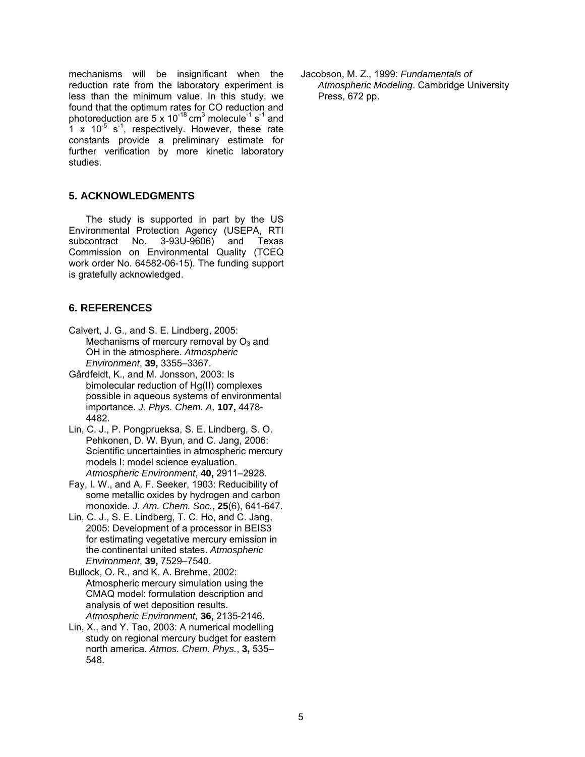mechanisms will be insignificant when the reduction rate from the laboratory experiment is less than the minimum value. In this study, we found that the optimum rates for CO reduction and photoreduction are $5 \times 10^{-18}$ $cm^3$ $molecule^{-1}$ $s^{-1}$ and $1 \times 10^{-5}$ $s^{-1}$, respectively. However, these rate constants provide a preliminary estimate for further verification by more kinetic laboratory studies.

## 5. ACKNOWLEDGMENTS

The study is supported in part by the US Environmental Protection Agency (USEPA, RTI subcontract No. 3-93U-9606) and Texas Commission on Environmental Quality (TCEQ work order No. 64582-06-15). The funding support is gratefully acknowledged.

## 6. REFERENCES

Calvert, J. G., and S. E. Lindberg, 2005: Mechanisms of mercury removal by $O_3$ and OH in the atmosphere. *Atmospheric Environment*, **39,** 3355–3367.

Gårdfeldt, K., and M. Jonsson, 2003: Is bimolecular reduction of Hg(II) complexes possible in aqueous systems of environmental importance. *J. Phys. Chem. A,* **107,** 4478-4482.

Lin, C. J., P. Pongprueksa, S. E. Lindberg, S. O. Pehkonen, D. W. Byun, and C. Jang, 2006: Scientific uncertainties in atmospheric mercury models I: model science evaluation. *Atmospheric Environment*, **40,** 2911–2928.

Fay, I. W., and A. F. Seeker, 1903: Reducibility of some metallic oxides by hydrogen and carbon monoxide. *J. Am. Chem. Soc.*, **25**(6), 641-647.

Lin, C. J., S. E. Lindberg, T. C. Ho, and C. Jang, 2005: Development of a processor in BEIS3 for estimating vegetative mercury emission in the continental united states. *Atmospheric Environment*, **39,** 7529–7540.

Bullock, O. R., and K. A. Brehme, 2002: Atmospheric mercury simulation using the CMAQ model: formulation description and analysis of wet deposition results. *Atmospheric Environment,* **36,** 2135-2146.

Lin, X., and Y. Tao, 2003: A numerical modelling study on regional mercury budget for eastern north america. *Atmos. Chem. Phys.*, **3,** 535–548.

Jacobson, M. Z., 1999: *Fundamentals of Atmospheric Modeling*. Cambridge University Press, 672 pp.